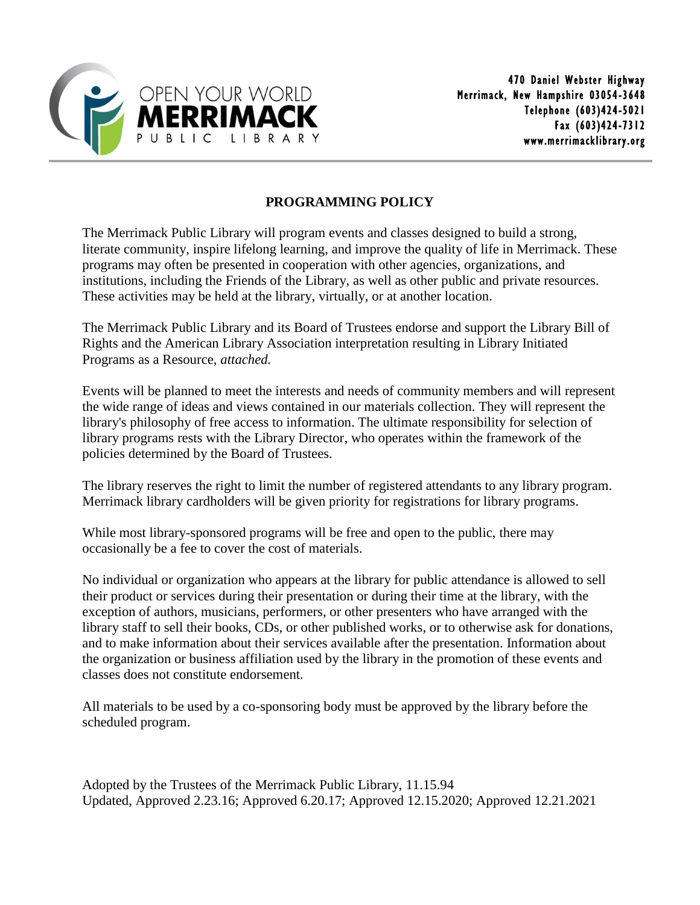OPEN YOUR WORLD
**MERRIMACK**
PUBLIC LIBRARY

470 Daniel Webster Highway
Merrimack, New Hampshire 03054-3648
Telephone (603)424-5021
Fax (603)424-7312
www.merrimacklibrary.org

# PROGRAMMING POLICY

The Merrimack Public Library will program events and classes designed to build a strong, literate community, inspire lifelong learning, and improve the quality of life in Merrimack. These programs may often be presented in cooperation with other agencies, organizations, and institutions, including the Friends of the Library, as well as other public and private resources. These activities may be held at the library, virtually, or at another location.

The Merrimack Public Library and its Board of Trustees endorse and support the Library Bill of Rights and the American Library Association interpretation resulting in Library Initiated Programs as a Resource, *attached.*

Events will be planned to meet the interests and needs of community members and will represent the wide range of ideas and views contained in our materials collection. They will represent the library's philosophy of free access to information. The ultimate responsibility for selection of library programs rests with the Library Director, who operates within the framework of the policies determined by the Board of Trustees.

The library reserves the right to limit the number of registered attendants to any library program. Merrimack library cardholders will be given priority for registrations for library programs.

While most library-sponsored programs will be free and open to the public, there may occasionally be a fee to cover the cost of materials.

No individual or organization who appears at the library for public attendance is allowed to sell their product or services during their presentation or during their time at the library, with the exception of authors, musicians, performers, or other presenters who have arranged with the library staff to sell their books, CDs, or other published works, or to otherwise ask for donations, and to make information about their services available after the presentation. Information about the organization or business affiliation used by the library in the promotion of these events and classes does not constitute endorsement.

All materials to be used by a co-sponsoring body must be approved by the library before the scheduled program.

Adopted by the Trustees of the Merrimack Public Library, 11.15.94
Updated, Approved 2.23.16; Approved 6.20.17; Approved 12.15.2020; Approved 12.21.2021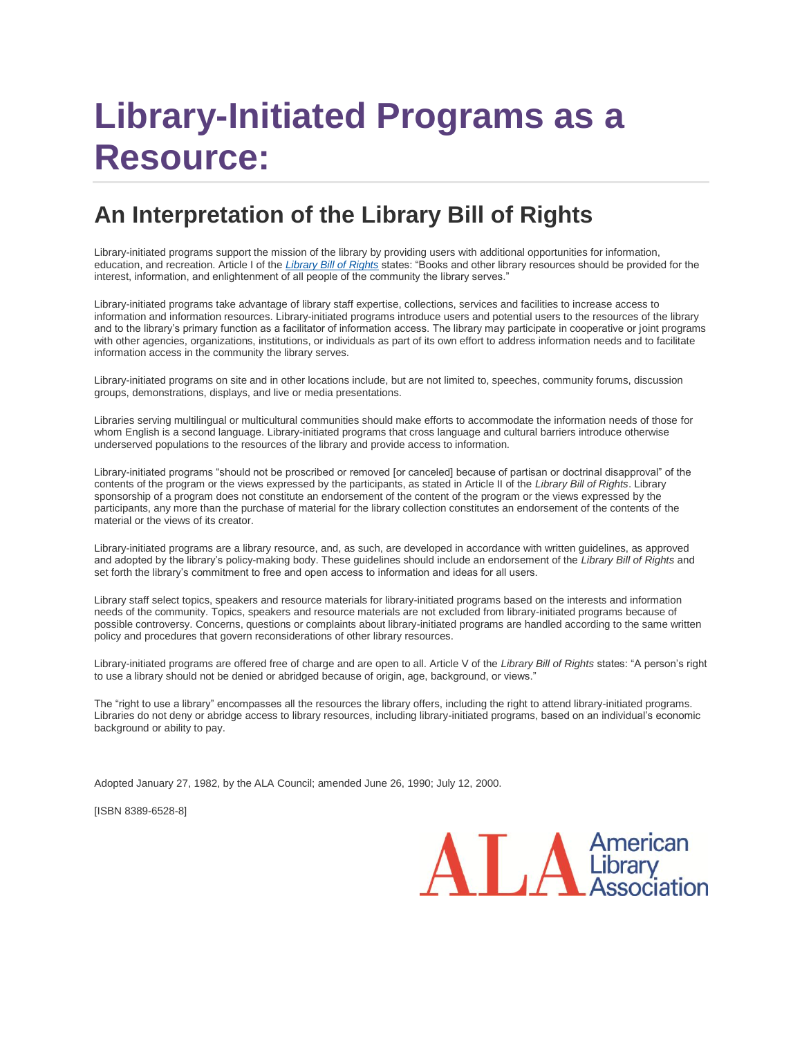# Library-Initiated Programs as a Resource:

## An Interpretation of the Library Bill of Rights

Library-initiated programs support the mission of the library by providing users with additional opportunities for information, education, and recreation. Article I of the *Library Bill of Rights* states: "Books and other library resources should be provided for the interest, information, and enlightenment of all people of the community the library serves."

Library-initiated programs take advantage of library staff expertise, collections, services and facilities to increase access to information and information resources. Library-initiated programs introduce users and potential users to the resources of the library and to the library's primary function as a facilitator of information access. The library may participate in cooperative or joint programs with other agencies, organizations, institutions, or individuals as part of its own effort to address information needs and to facilitate information access in the community the library serves.

Library-initiated programs on site and in other locations include, but are not limited to, speeches, community forums, discussion groups, demonstrations, displays, and live or media presentations.

Libraries serving multilingual or multicultural communities should make efforts to accommodate the information needs of those for whom English is a second language. Library-initiated programs that cross language and cultural barriers introduce otherwise underserved populations to the resources of the library and provide access to information.

Library-initiated programs "should not be proscribed or removed [or canceled] because of partisan or doctrinal disapproval" of the contents of the program or the views expressed by the participants, as stated in Article II of the *Library Bill of Rights*. Library sponsorship of a program does not constitute an endorsement of the content of the program or the views expressed by the participants, any more than the purchase of material for the library collection constitutes an endorsement of the contents of the material or the views of its creator.

Library-initiated programs are a library resource, and, as such, are developed in accordance with written guidelines, as approved and adopted by the library's policy-making body. These guidelines should include an endorsement of the *Library Bill of Rights* and set forth the library's commitment to free and open access to information and ideas for all users.

Library staff select topics, speakers and resource materials for library-initiated programs based on the interests and information needs of the community. Topics, speakers and resource materials are not excluded from library-initiated programs because of possible controversy. Concerns, questions or complaints about library-initiated programs are handled according to the same written policy and procedures that govern reconsiderations of other library resources.

Library-initiated programs are offered free of charge and are open to all. Article V of the *Library Bill of Rights* states: "A person's right to use a library should not be denied or abridged because of origin, age, background, or views."

The "right to use a library" encompasses all the resources the library offers, including the right to attend library-initiated programs. Libraries do not deny or abridge access to library resources, including library-initiated programs, based on an individual's economic background or ability to pay.

Adopted January 27, 1982, by the ALA Council; amended June 26, 1990; July 12, 2000.

[ISBN 8389-6528-8]

ALA American Library Association